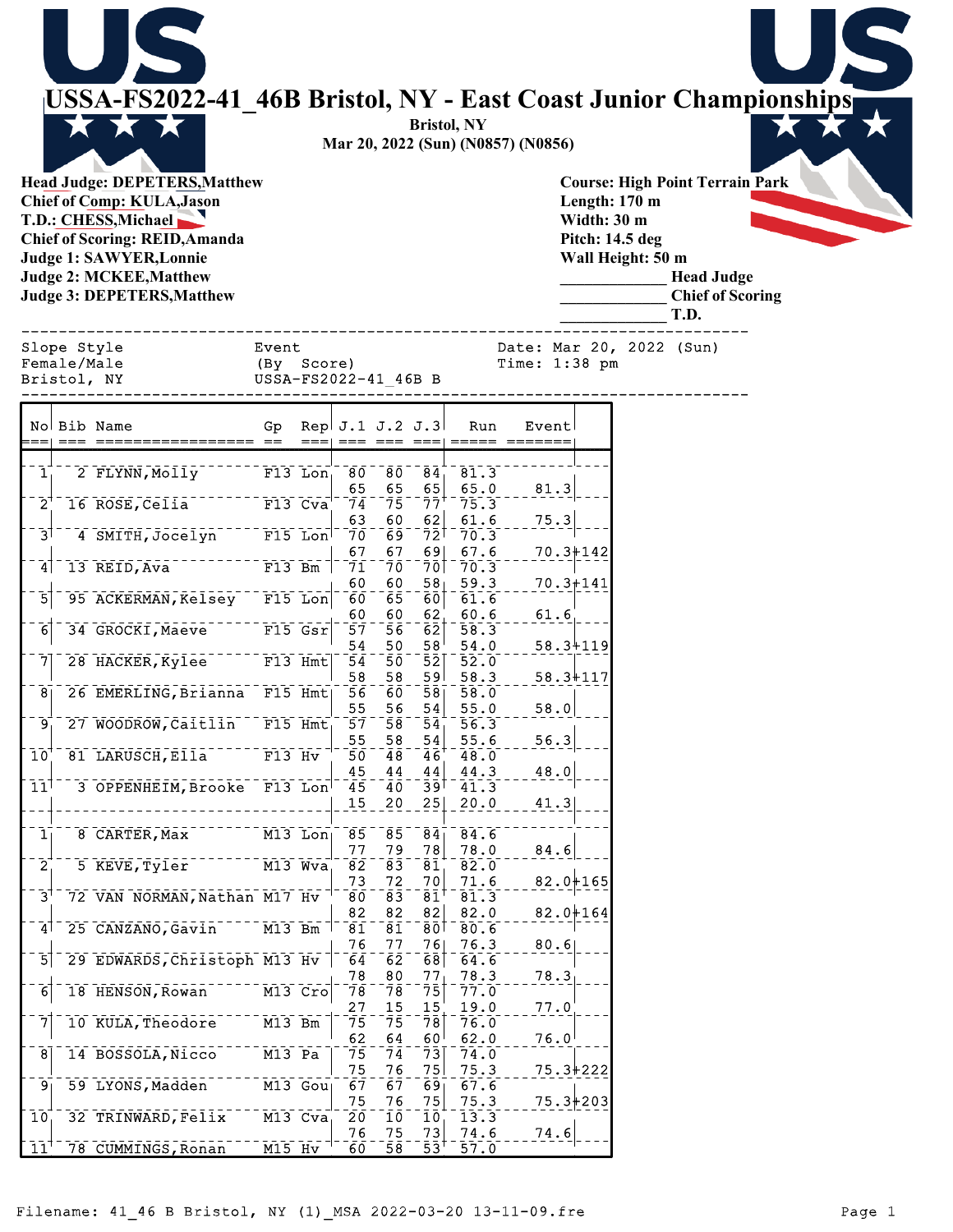# USSA-FS2022-41_46B Bristol, NY - East Coast Junior Championships

**Bristol, NY**
**Mar 20, 2022 (Sun) (N0857) (N0856)**

**Head Judge: DEPETERS,Matthew**
**Chief of Comp: KULA,Jason**
**T.D.: CHESS,Michael**
**Chief of Scoring: REID,Amanda**
**Judge 1: SAWYER,Lonnie**
**Judge 2: MCKEE,Matthew**
**Judge 3: DEPETERS,Matthew**

**Course: High Point Terrain Park**
**Length: 170 m**
**Width: 30 m**
**Pitch: 14.5 deg**
**Wall Height: 50 m**

_____________ **Head Judge**
_____________ **Chief of Scoring**
_____________ **T.D.**

```
Slope Style          Event              Date: Mar 20, 2022 (Sun)
Female/Male          (By  Score)        Time: 1:38 pm
Bristol, NY          USSA-FS2022-41_46B B
```

| No | Bib | Name | Gp | Rep | J.1 | J.2 | J.3 | Run | Event |
|---|---|---|---|---|---|---|---|---|---|
| 1 | 2 | FLYNN,Molly | F13 | Lon | 80 | 80 | 84 | 81.3 | |
| | | | | | 65 | 65 | 65 | 65.0 | 81.3 |
| 2 | 16 | ROSE,Celia | F13 | Cva | 74 | 75 | 77 | 75.3 | |
| | | | | | 63 | 60 | 62 | 61.6 | 75.3 |
| 3 | 4 | SMITH,Jocelyn | F15 | Lon | 70 | 69 | 72 | 70.3 | |
| | | | | | 67 | 67 | 69 | 67.6 | 70.3+142 |
| 4 | 13 | REID,Ava | F13 | Bm | 71 | 70 | 70 | 70.3 | |
| | | | | | 60 | 60 | 58 | 59.3 | 70.3+141 |
| 5 | 95 | ACKERMAN,Kelsey | F15 | Lon | 60 | 65 | 60 | 61.6 | |
| | | | | | 60 | 60 | 62 | 60.6 | 61.6 |
| 6 | 34 | GROCKI,Maeve | F15 | Gsr | 57 | 56 | 62 | 58.3 | |
| | | | | | 54 | 50 | 58 | 54.0 | 58.3+119 |
| 7 | 28 | HACKER,Kylee | F13 | Hmt | 54 | 50 | 52 | 52.0 | |
| | | | | | 58 | 58 | 59 | 58.3 | 58.3+117 |
| 8 | 26 | EMERLING,Brianna | F15 | Hmt | 56 | 60 | 58 | 58.0 | |
| | | | | | 55 | 56 | 54 | 55.0 | 58.0 |
| 9 | 27 | WOODROW,Caitlin | F15 | Hmt | 57 | 58 | 54 | 56.3 | |
| | | | | | 55 | 58 | 54 | 55.6 | 56.3 |
| 10 | 81 | LARUSCH,Ella | F13 | Hv | 50 | 48 | 46 | 48.0 | |
| | | | | | 45 | 44 | 44 | 44.3 | 48.0 |
| 11 | 3 | OPPENHEIM,Brooke | F13 | Lon | 45 | 40 | 39 | 41.3 | |
| | | | | | 15 | 20 | 25 | 20.0 | 41.3 |
| | | | | | | | | | |
| 1 | 8 | CARTER,Max | M13 | Lon | 85 | 85 | 84 | 84.6 | |
| | | | | | 77 | 79 | 78 | 78.0 | 84.6 |
| 2 | 5 | KEVE,Tyler | M13 | Wva | 82 | 83 | 81 | 82.0 | |
| | | | | | 73 | 72 | 70 | 71.6 | 82.0+165 |
| 3 | 72 | VAN NORMAN,Nathan | M17 | Hv | 80 | 83 | 81 | 81.3 | |
| | | | | | 82 | 82 | 82 | 82.0 | 82.0+164 |
| 4 | 25 | CANZANO,Gavin | M13 | Bm | 81 | 81 | 80 | 80.6 | |
| | | | | | 76 | 77 | 76 | 76.3 | 80.6 |
| 5 | 29 | EDWARDS,Christoph | M13 | Hv | 64 | 62 | 68 | 64.6 | |
| | | | | | 78 | 80 | 77 | 78.3 | 78.3 |
| 6 | 18 | HENSON,Rowan | M13 | Cro | 78 | 78 | 75 | 77.0 | |
| | | | | | 27 | 15 | 15 | 19.0 | 77.0 |
| 7 | 10 | KULA,Theodore | M13 | Bm | 75 | 75 | 78 | 76.0 | |
| | | | | | 62 | 64 | 60 | 62.0 | 76.0 |
| 8 | 14 | BOSSOLA,Nicco | M13 | Pa | 75 | 74 | 73 | 74.0 | |
| | | | | | 75 | 76 | 75 | 75.3 | 75.3+222 |
| 9 | 59 | LYONS,Madden | M13 | Gou | 67 | 67 | 69 | 67.6 | |
| | | | | | 75 | 76 | 75 | 75.3 | 75.3+203 |
| 10 | 32 | TRINWARD,Felix | M13 | Cva | 20 | 10 | 10 | 13.3 | |
| | | | | | 76 | 75 | 73 | 74.6 | 74.6 |
| 11 | 78 | CUMMINGS,Ronan | M15 | Hv | 60 | 58 | 53 | 57.0 | |

Filename: 41_46 B Bristol, NY (1)_MSA 2022-03-20 13-11-09.fre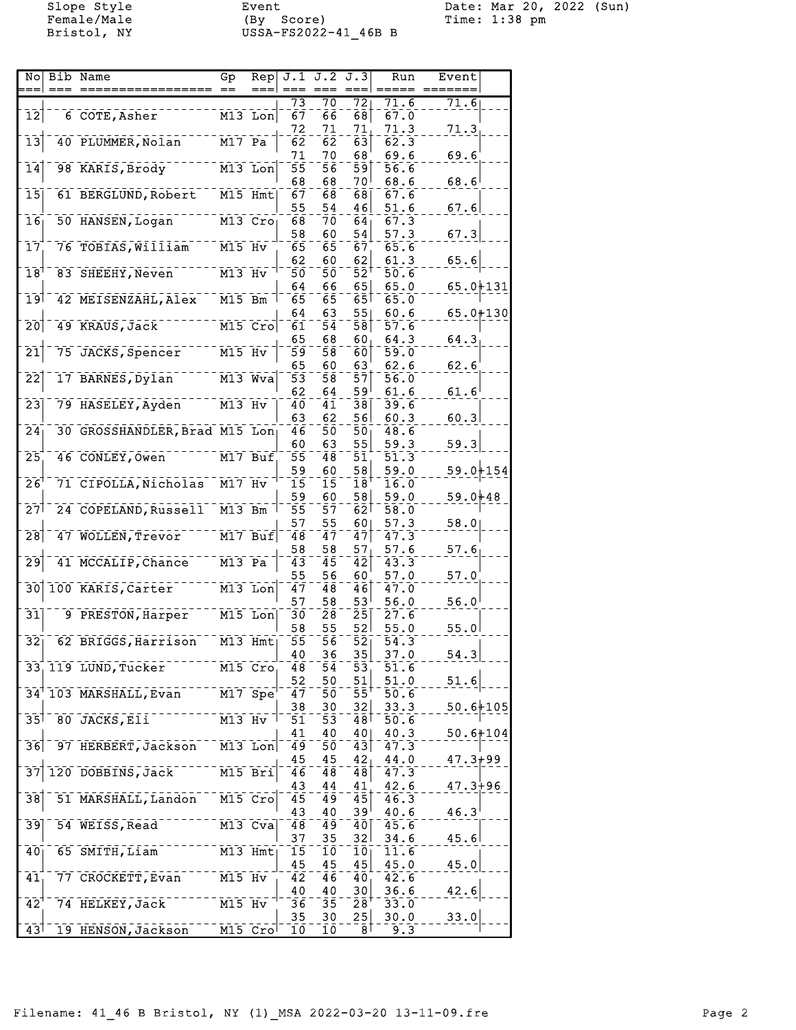| No | Bib | Name | Gp | Rep | J.1 | J.2 | J.3 | Run | Event |
|---|---|---|---|---|---|---|---|---|---|
| | | | | | 73 | 70 | 72 | 71.6 | 71.6 |
| 12 | 6 | COTE,Asher | M13 | Lon | 67 | 66 | 68 | 67.0 | |
| | | | | | 72 | 71 | 71 | 71.3 | 71.3 |
| 13 | 40 | PLUMMER,Nolan | M17 | Pa | 62 | 62 | 63 | 62.3 | |
| | | | | | 71 | 70 | 68 | 69.6 | 69.6 |
| 14 | 98 | KARIS,Brody | M13 | Lon | 55 | 56 | 59 | 56.6 | |
| | | | | | 68 | 68 | 70 | 68.6 | 68.6 |
| 15 | 61 | BERGLUND,Robert | M15 | Hmt | 67 | 68 | 68 | 67.6 | |
| | | | | | 55 | 54 | 46 | 51.6 | 67.6 |
| 16 | 50 | HANSEN,Logan | M13 | Cro | 68 | 70 | 64 | 67.3 | |
| | | | | | 58 | 60 | 54 | 57.3 | 67.3 |
| 17 | 76 | TOBIAS,William | M15 | Hv | 65 | 65 | 67 | 65.6 | |
| | | | | | 62 | 60 | 62 | 61.3 | 65.6 |
| 18 | 83 | SHEEHY,Neven | M13 | Hv | 50 | 50 | 52 | 50.6 | |
| | | | | | 64 | 66 | 65 | 65.0 | 65.0+131 |
| 19 | 42 | MEISENZAHL,Alex | M15 | Bm | 65 | 65 | 65 | 65.0 | |
| | | | | | 64 | 63 | 55 | 60.6 | 65.0+130 |
| 20 | 49 | KRAUS,Jack | M15 | Cro | 61 | 54 | 58 | 57.6 | |
| | | | | | 65 | 68 | 60 | 64.3 | 64.3 |
| 21 | 75 | JACKS,Spencer | M15 | Hv | 59 | 58 | 60 | 59.0 | |
| | | | | | 65 | 60 | 63 | 62.6 | 62.6 |
| 22 | 17 | BARNES,Dylan | M13 | Wva | 53 | 58 | 57 | 56.0 | |
| | | | | | 62 | 64 | 59 | 61.6 | 61.6 |
| 23 | 79 | HASELEY,Ayden | M13 | Hv | 40 | 41 | 38 | 39.6 | |
| | | | | | 63 | 62 | 56 | 60.3 | 60.3 |
| 24 | 30 | GROSSHANDLER,Brad | M15 | Lon | 46 | 50 | 50 | 48.6 | |
| | | | | | 60 | 63 | 55 | 59.3 | 59.3 |
| 25 | 46 | CONLEY,Owen | M17 | Buf | 55 | 48 | 51 | 51.3 | |
| | | | | | 59 | 60 | 58 | 59.0 | 59.0+154 |
| 26 | 71 | CIPOLLA,Nicholas | M17 | Hv | 15 | 15 | 18 | 16.0 | |
| | | | | | 59 | 60 | 58 | 59.0 | 59.0+48 |
| 27 | 24 | COPELAND,Russell | M13 | Bm | 55 | 57 | 62 | 58.0 | |
| | | | | | 57 | 55 | 60 | 57.3 | 58.0 |
| 28 | 47 | WOLLEN,Trevor | M17 | Buf | 48 | 47 | 47 | 47.3 | |
| | | | | | 58 | 58 | 57 | 57.6 | 57.6 |
| 29 | 41 | MCCALIP,Chance | M13 | Pa | 43 | 45 | 42 | 43.3 | |
| | | | | | 55 | 56 | 60 | 57.0 | 57.0 |
| 30 | 100 | KARIS,Carter | M13 | Lon | 47 | 48 | 46 | 47.0 | |
| | | | | | 57 | 58 | 53 | 56.0 | 56.0 |
| 31 | 9 | PRESTON,Harper | M15 | Lon | 30 | 28 | 25 | 27.6 | |
| | | | | | 58 | 55 | 52 | 55.0 | 55.0 |
| 32 | 62 | BRIGGS,Harrison | M13 | Hmt | 55 | 56 | 52 | 54.3 | |
| | | | | | 40 | 36 | 35 | 37.0 | 54.3 |
| 33 | 119 | LUND,Tucker | M15 | Cro | 48 | 54 | 53 | 51.6 | |
| | | | | | 52 | 50 | 51 | 51.0 | 51.6 |
| 34 | 103 | MARSHALL,Evan | M17 | Spe | 47 | 50 | 55 | 50.6 | |
| | | | | | 38 | 30 | 32 | 33.3 | 50.6+105 |
| 35 | 80 | JACKS,Eli | M13 | Hv | 51 | 53 | 48 | 50.6 | |
| | | | | | 41 | 40 | 40 | 40.3 | 50.6+104 |
| 36 | 97 | HERBERT,Jackson | M13 | Lon | 49 | 50 | 43 | 47.3 | |
| | | | | | 45 | 45 | 42 | 44.0 | 47.3+99 |
| 37 | 120 | DOBBINS,Jack | M15 | Bri | 46 | 48 | 48 | 47.3 | |
| | | | | | 43 | 44 | 41 | 42.6 | 47.3+96 |
| 38 | 51 | MARSHALL,Landon | M15 | Cro | 45 | 49 | 45 | 46.3 | |
| | | | | | 43 | 40 | 39 | 40.6 | 46.3 |
| 39 | 54 | WEISS,Read | M13 | Cva | 48 | 49 | 40 | 45.6 | |
| | | | | | 37 | 35 | 32 | 34.6 | 45.6 |
| 40 | 65 | SMITH,Liam | M13 | Hmt | 15 | 10 | 10 | 11.6 | |
| | | | | | 45 | 45 | 45 | 45.0 | 45.0 |
| 41 | 77 | CROCKETT,Evan | M15 | Hv | 42 | 46 | 40 | 42.6 | |
| | | | | | 40 | 40 | 30 | 36.6 | 42.6 |
| 42 | 74 | HELKEY,Jack | M15 | Hv | 36 | 35 | 28 | 33.0 | |
| | | | | | 35 | 30 | 25 | 30.0 | 33.0 |
| 43 | 19 | HENSON,Jackson | M15 | Cro | 10 | 10 | 8 | 9.3 | |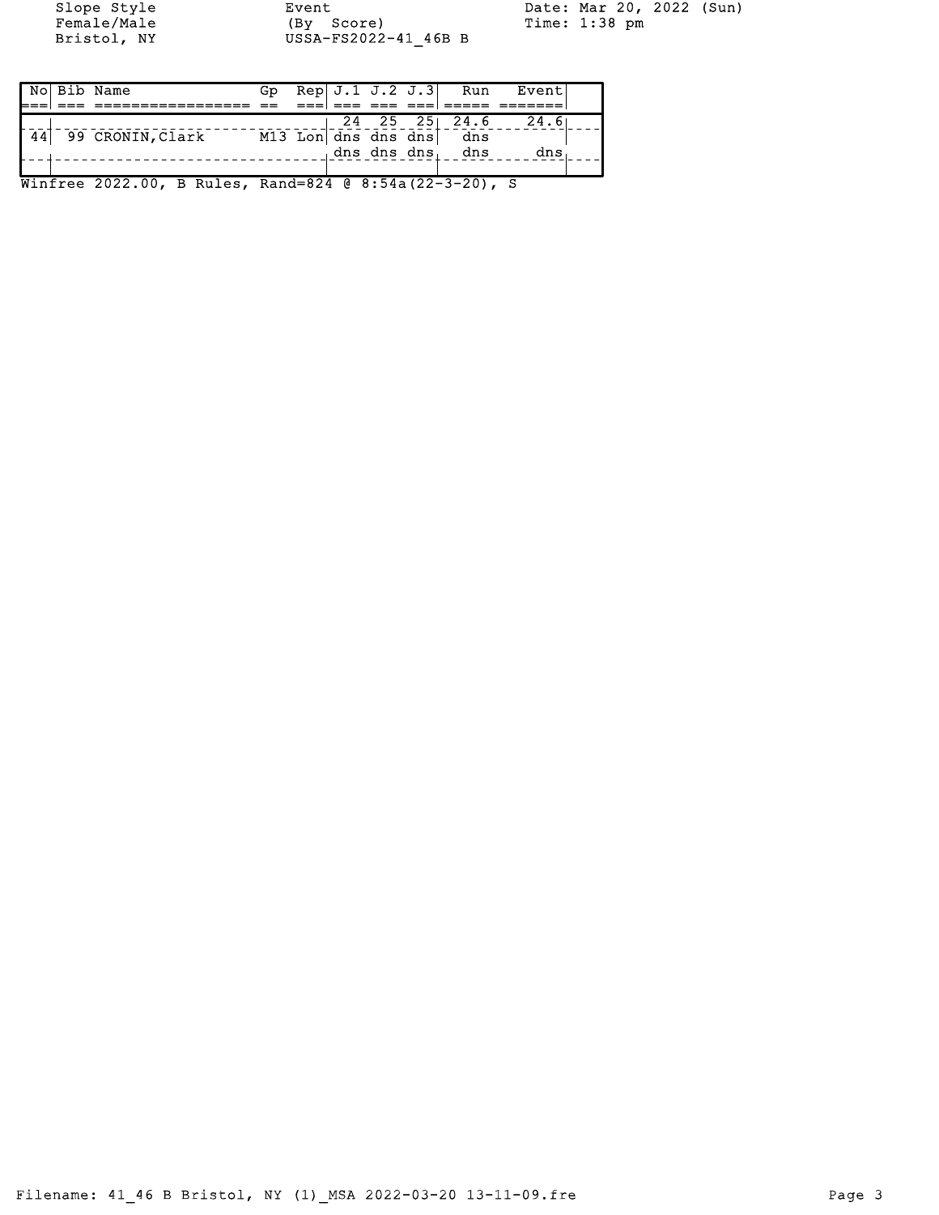Slope Style
Female/Male
Bristol, NY

Event
(By Score)
USSA-FS2022-41_46B B

Date: Mar 20, 2022 (Sun)
Time: 1:38 pm

| No | Bib | Name | Gp | Rep | J.1 | J.2 | J.3 | Run | Event |
|---|---|---|---|---|---|---|---|---|---|
| | | | | | 24 | 25 | 25 | 24.6 | 24.6 |
| 44 | 99 | CRONIN,Clark | M13 | Lon | dns | dns | dns | dns | |
| | | | | | dns | dns | dns | dns | dns |

Winfree 2022.00, B Rules, Rand=824 @ 8:54a(22-3-20), S

Filename: 41_46 B Bristol, NY (1)_MSA 2022-03-20 13-11-09.fre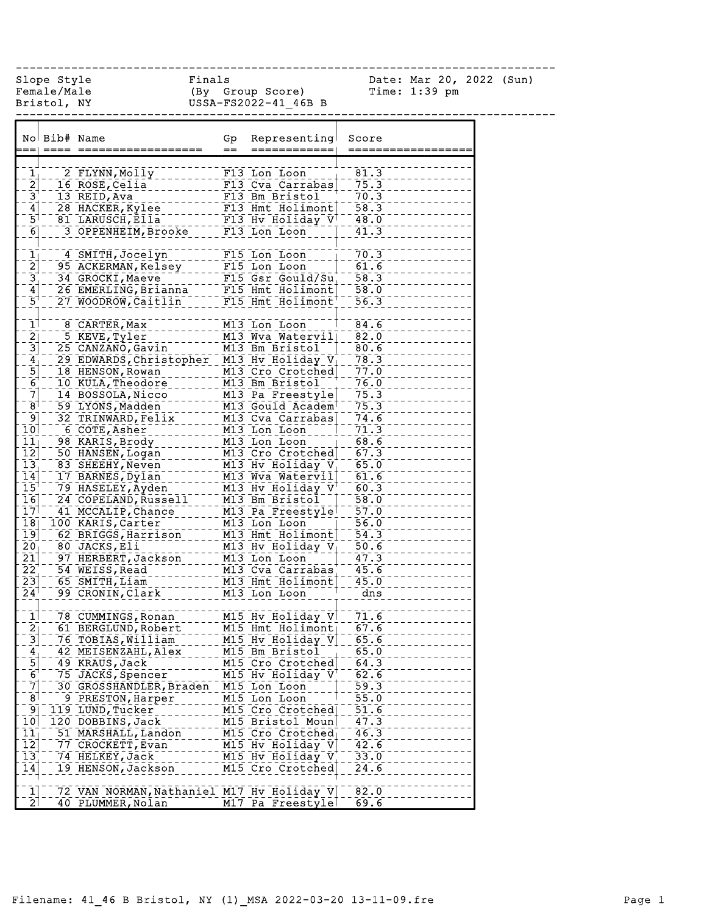Slope Style | Finals | Date: Mar 20, 2022 (Sun)
Female/Male | (By Group Score) | Time: 1:39 pm
Bristol, NY | USSA-FS2022-41_46B B

| No | Bib# | Name | Gp | Representing | Score |
|---|---|---|---|---|---|
| 1 | 2 | FLYNN,Molly | F13 | Lon Loon | 81.3 |
| 2 | 16 | ROSE,Celia | F13 | Cva Carrabas | 75.3 |
| 3 | 13 | REID,Ava | F13 | Bm Bristol | 70.3 |
| 4 | 28 | HACKER,Kylee | F13 | Hmt Holimont | 58.3 |
| 5 | 81 | LARUSCH,Ella | F13 | Hv Holiday V | 48.0 |
| 6 | 3 | OPPENHEIM,Brooke | F13 | Lon Loon | 41.3 |
| 1 | 4 | SMITH,Jocelyn | F15 | Lon Loon | 70.3 |
| 2 | 95 | ACKERMAN,Kelsey | F15 | Lon Loon | 61.6 |
| 3 | 34 | GROCKI,Maeve | F15 | Gsr Gould/Su | 58.3 |
| 4 | 26 | EMERLING,Brianna | F15 | Hmt Holimont | 58.0 |
| 5 | 27 | WOODROW,Caitlin | F15 | Hmt Holimont | 56.3 |
| 1 | 8 | CARTER,Max | M13 | Lon Loon | 84.6 |
| 2 | 5 | KEVE,Tyler | M13 | Wva Watervil | 82.0 |
| 3 | 25 | CANZANO,Gavin | M13 | Bm Bristol | 80.6 |
| 4 | 29 | EDWARDS,Christopher | M13 | Hv Holiday V | 78.3 |
| 5 | 18 | HENSON,Rowan | M13 | Cro Crotched | 77.0 |
| 6 | 10 | KULA,Theodore | M13 | Bm Bristol | 76.0 |
| 7 | 14 | BOSSOLA,Nicco | M13 | Pa Freestyle | 75.3 |
| 8 | 59 | LYONS,Madden | M13 | Gould Academ | 75.3 |
| 9 | 32 | TRINWARD,Felix | M13 | Cva Carrabas | 74.6 |
| 10 | 6 | COTE,Asher | M13 | Lon Loon | 71.3 |
| 11 | 98 | KARIS,Brody | M13 | Lon Loon | 68.6 |
| 12 | 50 | HANSEN,Logan | M13 | Cro Crotched | 67.3 |
| 13 | 83 | SHEEHY,Neven | M13 | Hv Holiday V | 65.0 |
| 14 | 17 | BARNES,Dylan | M13 | Wva Watervil | 61.6 |
| 15 | 79 | HASELEY,Ayden | M13 | Hv Holiday V | 60.3 |
| 16 | 24 | COPELAND,Russell | M13 | Bm Bristol | 58.0 |
| 17 | 41 | MCCALIP,Chance | M13 | Pa Freestyle | 57.0 |
| 18 | 100 | KARIS,Carter | M13 | Lon Loon | 56.0 |
| 19 | 62 | BRIGGS,Harrison | M13 | Hmt Holimont | 54.3 |
| 20 | 80 | JACKS,Eli | M13 | Hv Holiday V | 50.6 |
| 21 | 97 | HERBERT,Jackson | M13 | Lon Loon | 47.3 |
| 22 | 54 | WEISS,Read | M13 | Cva Carrabas | 45.6 |
| 23 | 65 | SMITH,Liam | M13 | Hmt Holimont | 45.0 |
| 24 | 99 | CRONIN,Clark | M13 | Lon Loon | dns |
| 1 | 78 | CUMMINGS,Ronan | M15 | Hv Holiday V | 71.6 |
| 2 | 61 | BERGLUND,Robert | M15 | Hmt Holimont | 67.6 |
| 3 | 76 | TOBIAS,William | M15 | Hv Holiday V | 65.6 |
| 4 | 42 | MEISENZAHL,Alex | M15 | Bm Bristol | 65.0 |
| 5 | 49 | KRAUS,Jack | M15 | Cro Crotched | 64.3 |
| 6 | 75 | JACKS,Spencer | M15 | Hv Holiday V | 62.6 |
| 7 | 30 | GROSSHANDLER,Braden | M15 | Lon Loon | 59.3 |
| 8 | 9 | PRESTON,Harper | M15 | Lon Loon | 55.0 |
| 9 | 119 | LUND,Tucker | M15 | Cro Crotched | 51.6 |
| 10 | 120 | DOBBINS,Jack | M15 | Bristol Moun | 47.3 |
| 11 | 51 | MARSHALL,Landon | M15 | Cro Crotched | 46.3 |
| 12 | 77 | CROCKETT,Evan | M15 | Hv Holiday V | 42.6 |
| 13 | 74 | HELKEY,Jack | M15 | Hv Holiday V | 33.0 |
| 14 | 19 | HENSON,Jackson | M15 | Cro Crotched | 24.6 |
| 1 | 72 | VAN NORMAN,Nathaniel | M17 | Hv Holiday V | 82.0 |
| 2 | 40 | PLUMMER,Nolan | M17 | Pa Freestyle | 69.6 |

Filename: 41_46 B Bristol, NY (1)_MSA 2022-03-20 13-11-09.fre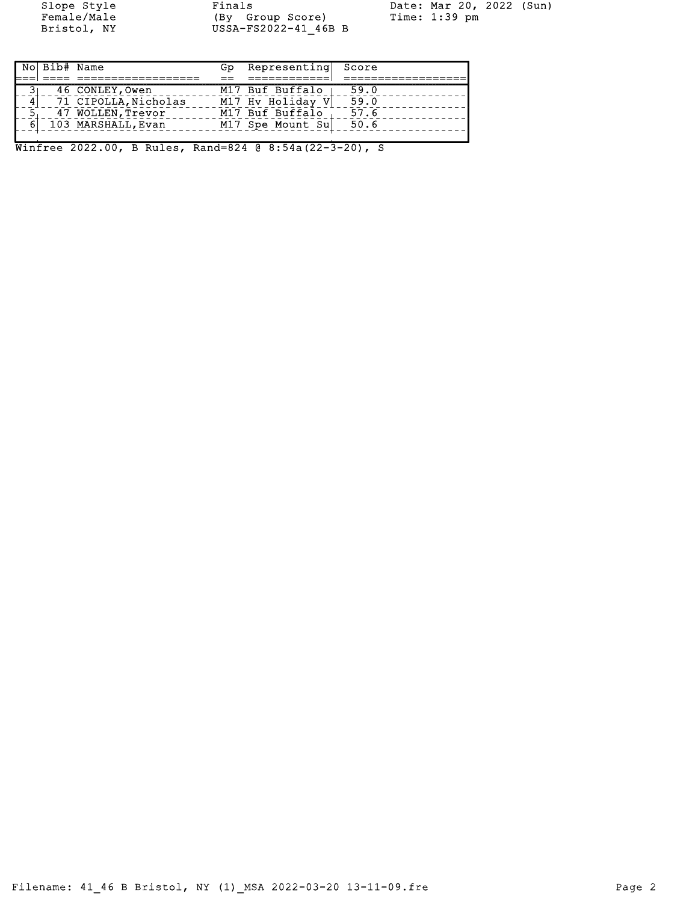Slope Style
Female/Male
Bristol, NY

Finals
(By Group Score)
USSA-FS2022-41_46B B

Date: Mar 20, 2022 (Sun)
Time: 1:39 pm

| No | Bib# | Name | Gp | Representing | Score |
|---|---|---|---|---|---|
| 3 | 46 | CONLEY,Owen | M17 | Buf Buffalo | 59.0 |
| 4 | 71 | CIPOLLA,Nicholas | M17 | Hv Holiday V | 59.0 |
| 5 | 47 | WOLLEN,Trevor | M17 | Buf Buffalo | 57.6 |
| 6 | 103 | MARSHALL,Evan | M17 | Spe Mount Su | 50.6 |

Winfree 2022.00, B Rules, Rand=824 @ 8:54a(22-3-20), S

Filename: 41_46 B Bristol, NY (1)_MSA 2022-03-20 13-11-09.fre